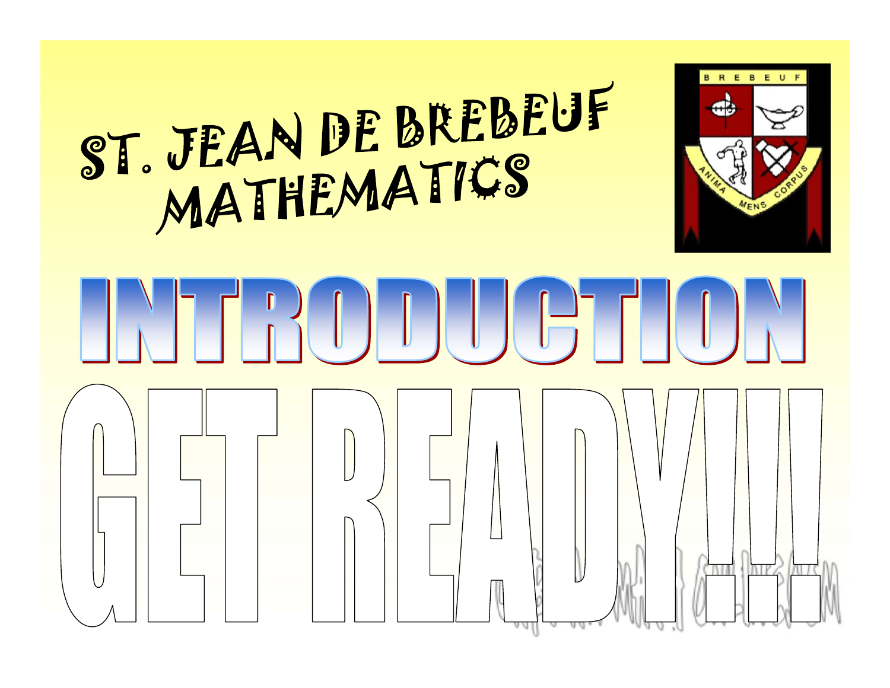# ST. JEAN DE BREBEUF MATHEMATICS

BREBEUF

ANIMA MENS CORPUS

# INTRODUCTION

# GET READY!!!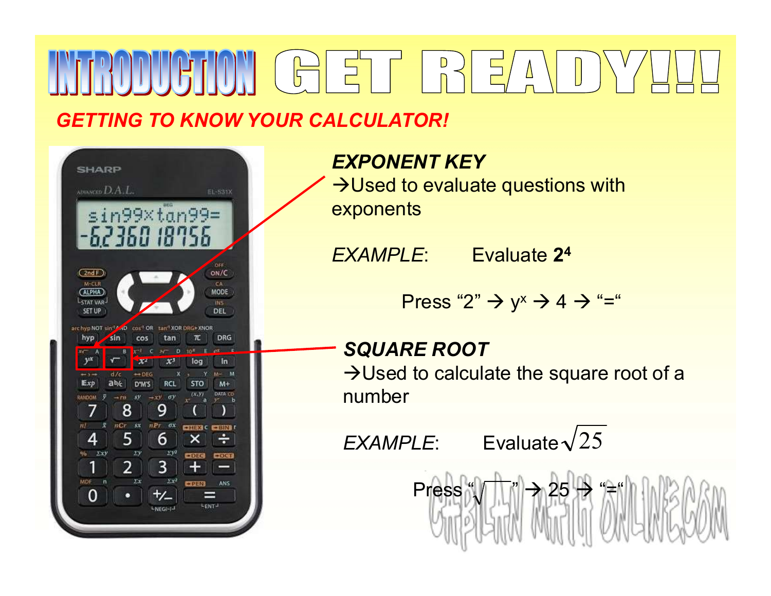# INTRODUCTION GET READY!!!

## GETTING TO KNOW YOUR CALCULATOR!

### EXPONENT KEY

→Used to evaluate questions with exponents

*EXAMPLE*: Evaluate $2^4$

Press "2" → $y^x$ → 4 → "="

### SQUARE ROOT

→Used to calculate the square root of a number

*EXAMPLE*: Evaluate $\sqrt{25}$

Press "$\sqrt{\phantom{x}}$" → 25 → "="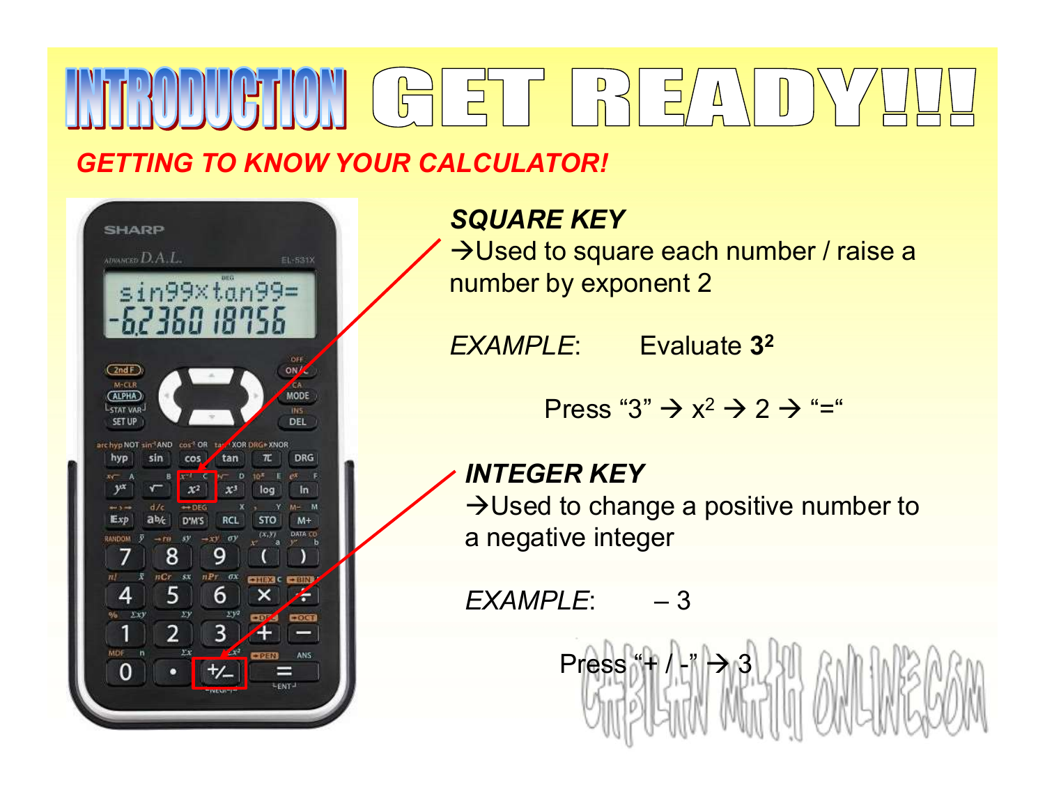# INTRODUCTION GET READY!!!

## GETTING TO KNOW YOUR CALCULATOR!

### *SQUARE KEY*

→Used to square each number / raise a number by exponent 2

*EXAMPLE*: Evaluate $\mathbf{3^2}$

Press "3" → $x^2$ → 2 → "="

### *INTEGER KEY*

→Used to change a positive number to a negative integer

*EXAMPLE*: – 3

Press "+ / -" → 3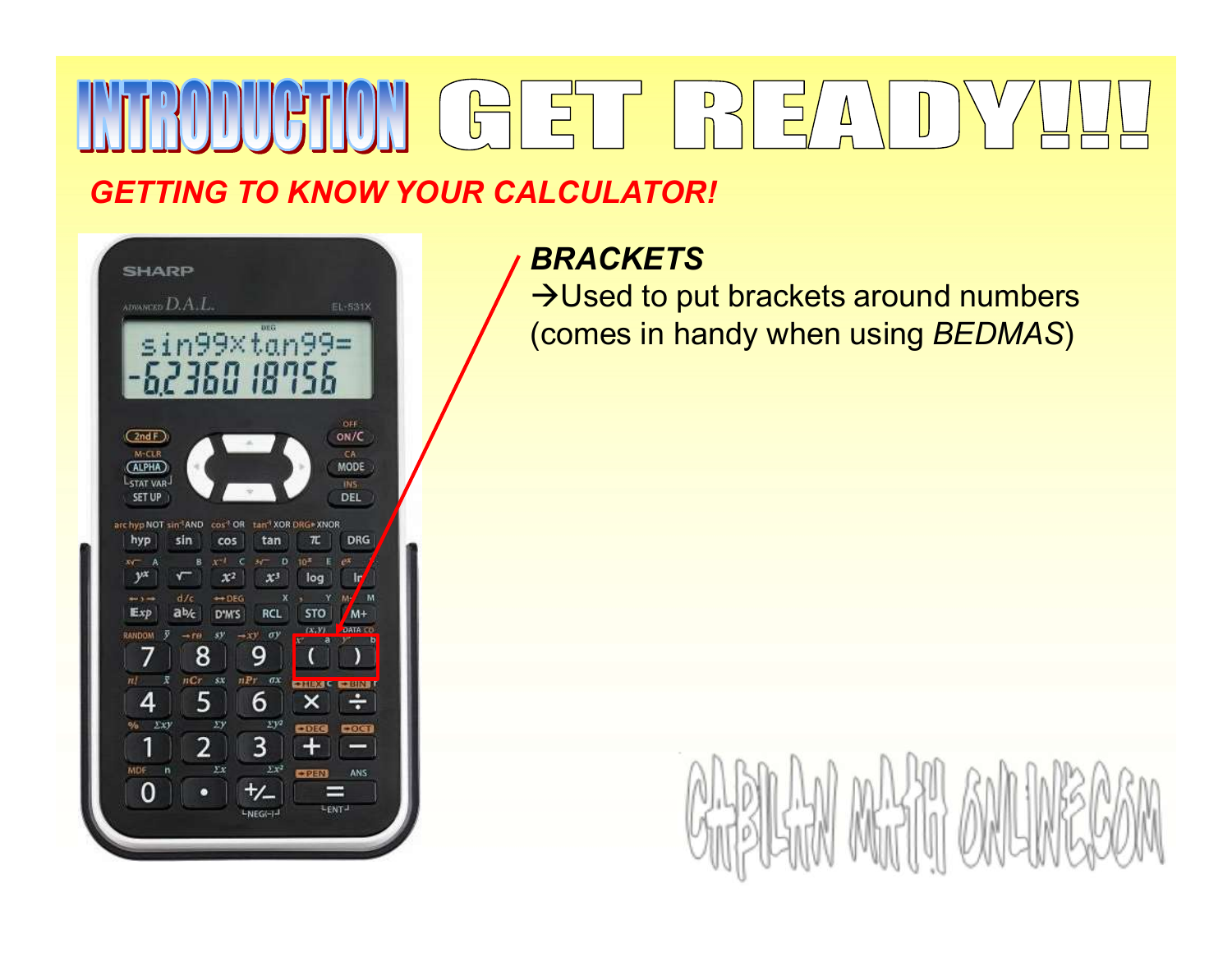# INTRODUCTION GET READY!!!

***GETTING TO KNOW YOUR CALCULATOR!***

***BRACKETS***

→Used to put brackets around numbers (comes in handy when using *BEDMAS*)

CAPILANO MATH ONLINE.COM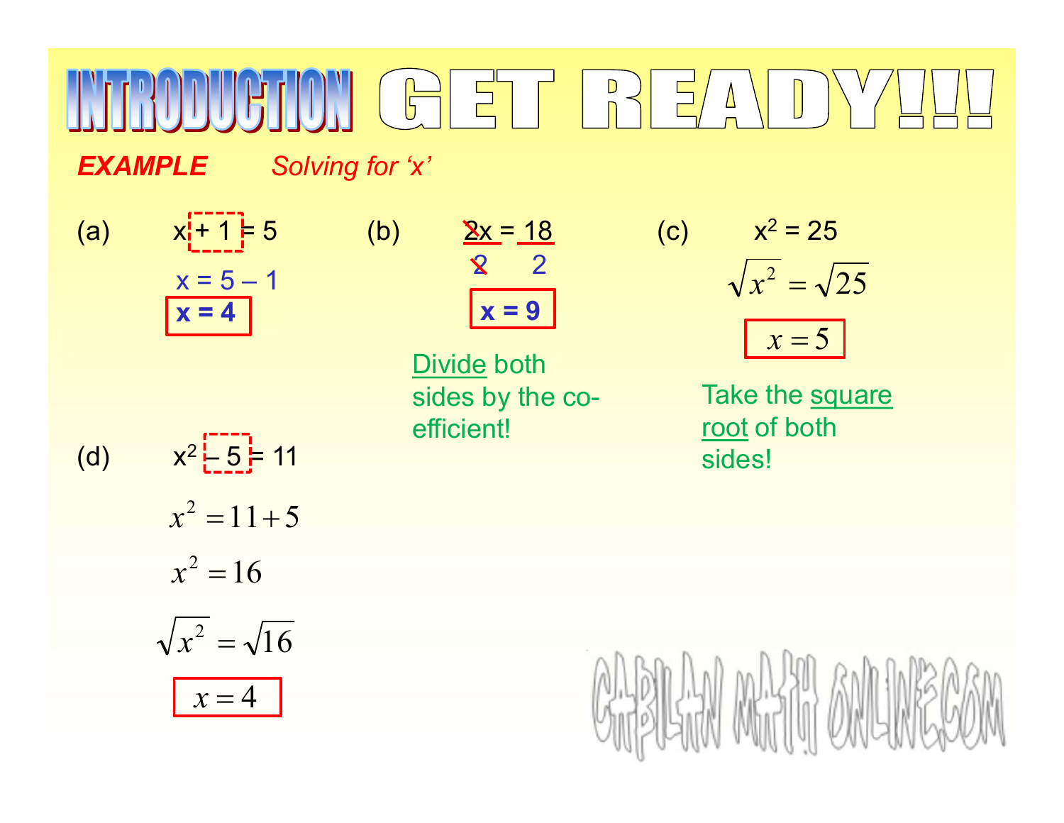# INTRODUCTION GET READY!!!

***EXAMPLE*** *Solving for 'x'*

(a) $x + 1 = 5$

$x = 5 - 1$

$\boxed{x = 4}$

(b) $\frac{2x}{2} = \frac{18}{2}$

$\boxed{x = 9}$

Divide both sides by the co-efficient!

(c) $x^2 = 25$

$\sqrt{x^2} = \sqrt{25}$

$\boxed{x = 5}$

Take the square root of both sides!

(d) $x^2 - 5 = 11$

$x^2 = 11 + 5$

$x^2 = 16$

$\sqrt{x^2} = \sqrt{16}$

$\boxed{x = 4}$

CAPILANMATHONLINE.COM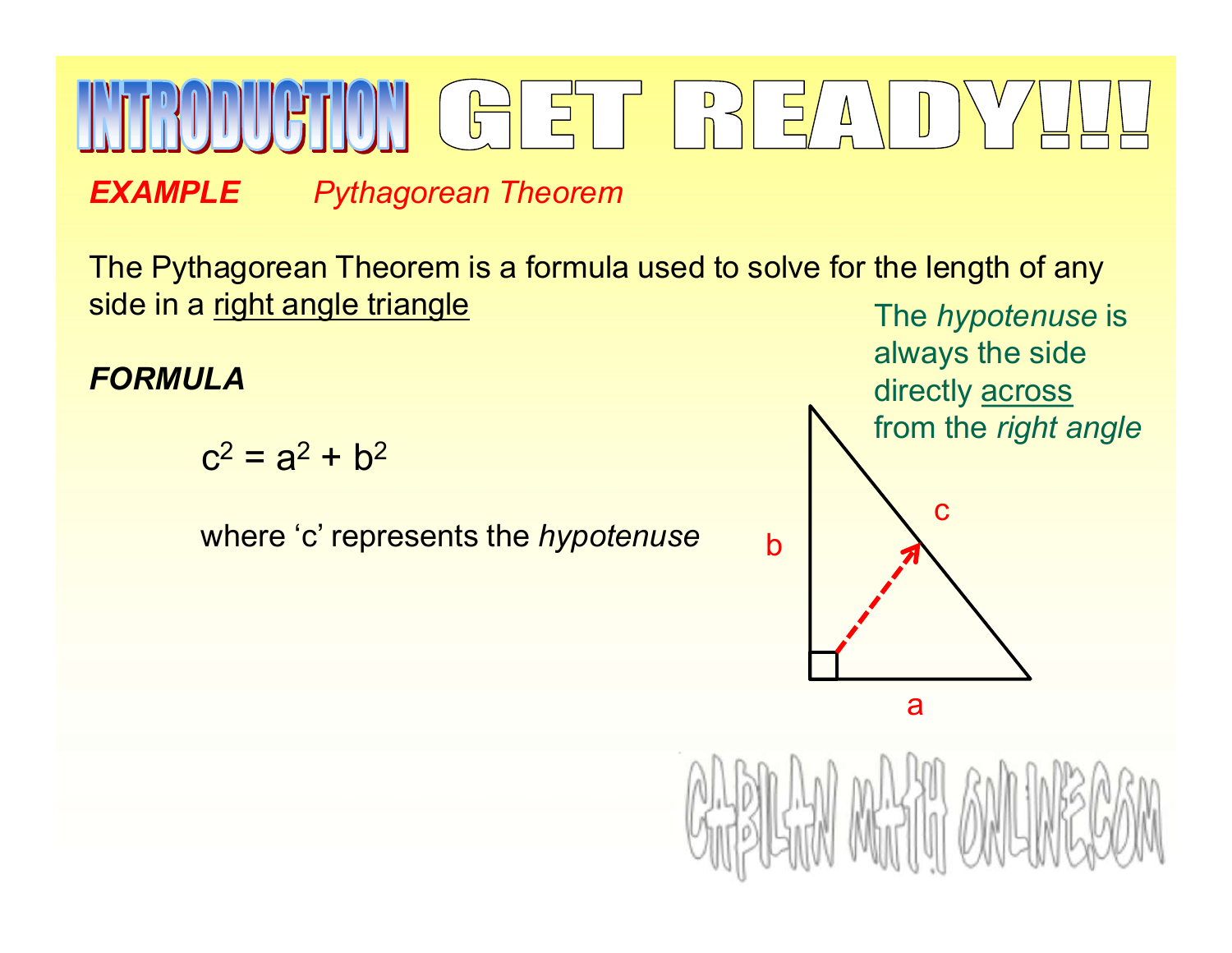# INTRODUCTION GET READY!!!

***EXAMPLE*** *Pythagorean Theorem*

The Pythagorean Theorem is a formula used to solve for the length of any side in a right angle triangle

***FORMULA***

$$c^2 = a^2 + b^2$$

where 'c' represents the *hypotenuse*

The *hypotenuse* is always the side directly across from the *right angle*

b

c

a

CAPILAN MATH ONLINE.COM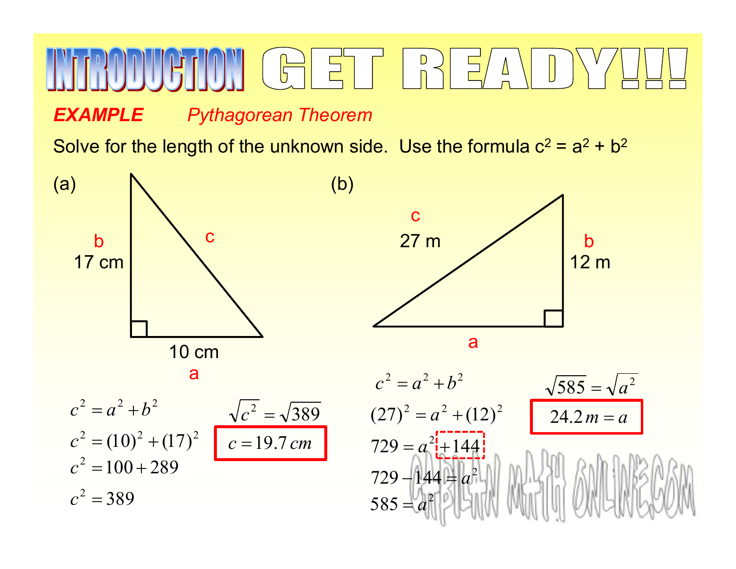# INTRODUCTION GET READY!!!

***EXAMPLE*** *Pythagorean Theorem*

Solve for the length of the unknown side. Use the formula $c^2 = a^2 + b^2$

(a)

b: 17 cm, c, a: 10 cm

$$c^2 = a^2 + b^2$$
$$c^2 = (10)^2 + (17)^2$$
$$c^2 = 100 + 289$$
$$c^2 = 389$$
$$\sqrt{c^2} = \sqrt{389}$$
$$c = 19.7\,cm$$

(b)

c: 27 m, b: 12 m, a

$$c^2 = a^2 + b^2$$
$$(27)^2 = a^2 + (12)^2$$
$$729 = a^2 + 144$$
$$729 - 144 = a^2$$
$$585 = a^2$$
$$\sqrt{585} = \sqrt{a^2}$$
$$24.2\,m = a$$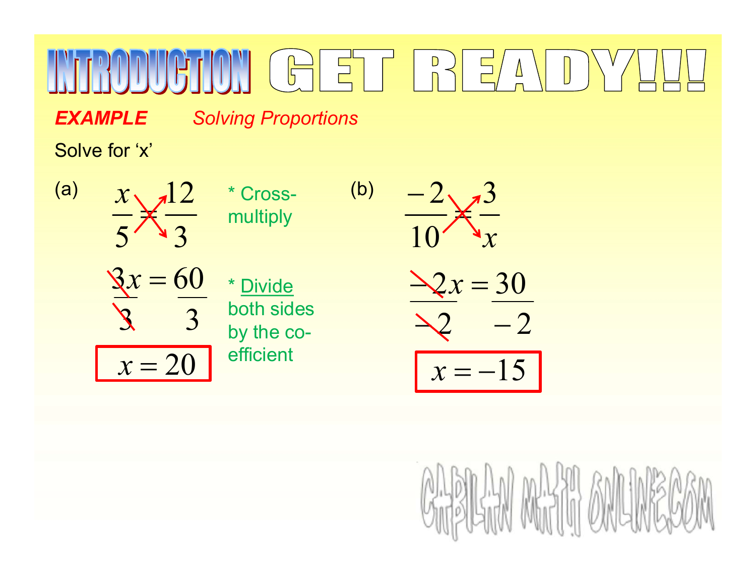# INTRODUCTION GET READY!!!

***EXAMPLE*** *Solving Proportions*

Solve for 'x'

(a)

$$\frac{x}{5} = \frac{12}{3}$$

* Cross-multiply

$$\frac{3x}{3} = \frac{60}{3}$$

* Divide both sides by the co-efficient

$$x = 20$$

(b)

$$\frac{-2}{10} = \frac{3}{x}$$

$$\frac{-2x}{-2} = \frac{30}{-2}$$

$$x = -15$$

CABILAN MATH ONLINE.COM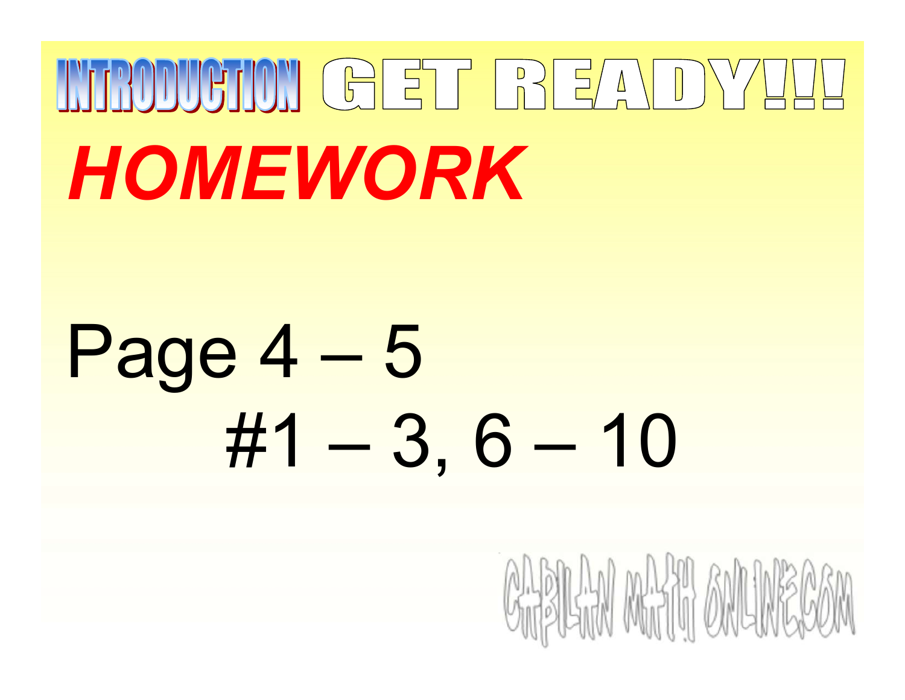INTRODUCTION GET READY!!!

# *HOMEWORK*

Page 4 – 5

#1 – 3, 6 – 10

CABLAN MATH ONLINE.COM